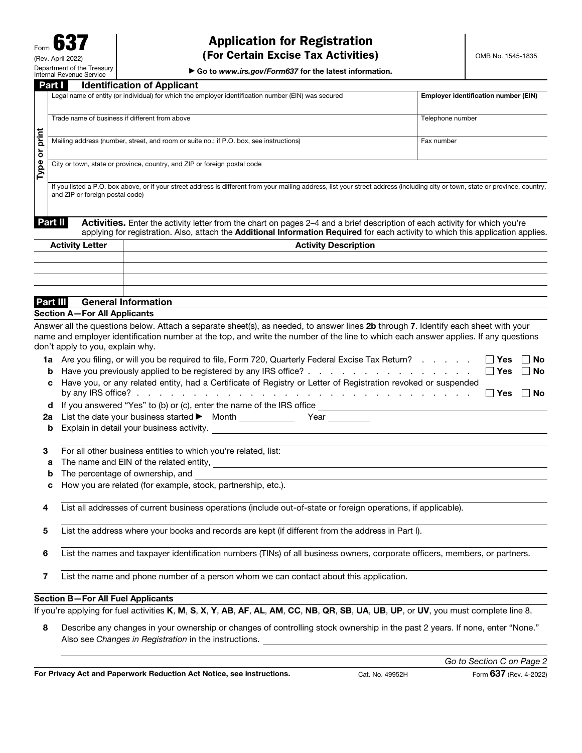Form **637**
(Rev. April 2022)
Department of the Treasury
Internal Revenue Service

# Application for Registration
## (For Certain Excise Tax Activities)

► Go to *www.irs.gov/Form637* for the latest information.

OMB No. 1545-1835

## Part I — Identification of Applicant

*Type or print*

| | |
|---|---|
| Legal name of entity (or individual) for which the employer identification number (EIN) was secured | **Employer identification number (EIN)** |
| Trade name of business if different from above | Telephone number |
| Mailing address (number, street, and room or suite no.; if P.O. box, see instructions) | Fax number |
| City or town, state or province, country, and ZIP or foreign postal code | |

If you listed a P.O. box above, or if your street address is different from your mailing address, list your street address (including city or town, state or province, country, and ZIP or foreign postal code)

## Part II — Activities.

Enter the activity letter from the chart on pages 2–4 and a brief description of each activity for which you're applying for registration. Also, attach the **Additional Information Required** for each activity to which this application applies.

| Activity Letter | Activity Description |
|---|---|
| | |
| | |
| | |
| | |

## Part III — General Information

### Section A—For All Applicants

Answer all the questions below. Attach a separate sheet(s), as needed, to answer lines **2b** through **7**. Identify each sheet with your name and employer identification number at the top, and write the number of the line to which each answer applies. If any questions don't apply to you, explain why.

**1a** Are you filing, or will you be required to file, Form 720, Quarterly Federal Excise Tax Return? . . . . . . ☐ Yes ☐ No

**b** Have you previously applied to be registered by any IRS office? . . . . . . . . . . . . . . . . . ☐ Yes ☐ No

**c** Have you, or any related entity, had a Certificate of Registry or Letter of Registration revoked or suspended by any IRS office? . . . . . . . . . . . . . . . . . . . . . . . . . . . ☐ Yes ☐ No

**d** If you answered "Yes" to (b) or (c), enter the name of the IRS office ______

**2a** List the date your business started ► Month ______ Year ______

**b** Explain in detail your business activity. ______

**3** For all other business entities to which you're related, list:

**a** The name and EIN of the related entity, ______

**b** The percentage of ownership, and ______

**c** How you are related (for example, stock, partnership, etc.).

**4** List all addresses of current business operations (include out-of-state or foreign operations, if applicable).

**5** List the address where your books and records are kept (if different from the address in Part I).

**6** List the names and taxpayer identification numbers (TINs) of all business owners, corporate officers, members, or partners.

**7** List the name and phone number of a person whom we can contact about this application.

### Section B—For All Fuel Applicants

If you're applying for fuel activities **K**, **M**, **S**, **X**, **Y**, **AB**, **AF**, **AL**, **AM**, **CC**, **NB**, **QR**, **SB**, **UA**, **UB**, **UP**, or **UV**, you must complete line 8.

**8** Describe any changes in your ownership or changes of controlling stock ownership in the past 2 years. If none, enter "None." Also see *Changes in Registration* in the instructions. ______

*Go to Section C on Page 2*

**For Privacy Act and Paperwork Reduction Act Notice, see instructions.** Cat. No. 49952H Form **637** (Rev. 4-2022)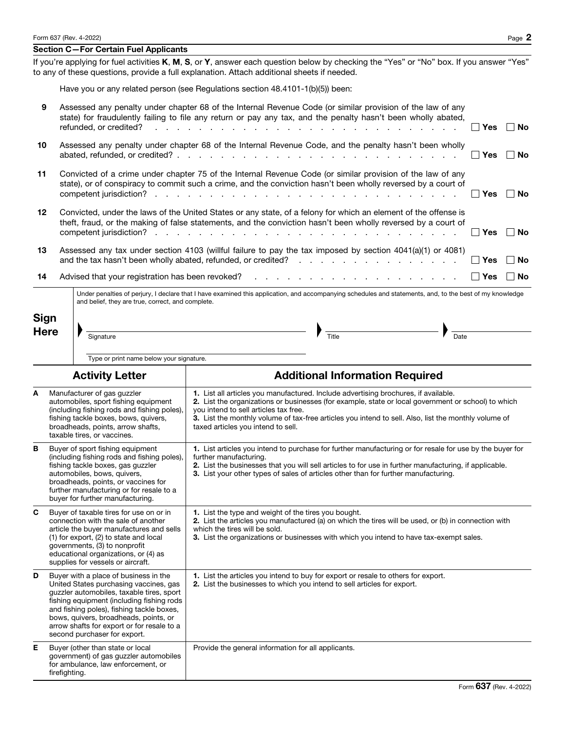## Section C—For Certain Fuel Applicants

If you're applying for fuel activities **K**, **M**, **S**, or **Y**, answer each question below by checking the "Yes" or "No" box. If you answer "Yes" to any of these questions, provide a full explanation. Attach additional sheets if needed.

Have you or any related person (see Regulations section 48.4101-1(b)(5)) been:

**9** Assessed any penalty under chapter 68 of the Internal Revenue Code (or similar provision of the law of any state) for fraudulently failing to file any return or pay any tax, and the penalty hasn't been wholly abated, refunded, or credited? ☐ **Yes** ☐ **No**

**10** Assessed any penalty under chapter 68 of the Internal Revenue Code, and the penalty hasn't been wholly abated, refunded, or credited? ☐ **Yes** ☐ **No**

**11** Convicted of a crime under chapter 75 of the Internal Revenue Code (or similar provision of the law of any state), or of conspiracy to commit such a crime, and the conviction hasn't been wholly reversed by a court of competent jurisdiction? ☐ **Yes** ☐ **No**

**12** Convicted, under the laws of the United States or any state, of a felony for which an element of the offense is theft, fraud, or the making of false statements, and the conviction hasn't been wholly reversed by a court of competent jurisdiction? ☐ **Yes** ☐ **No**

**13** Assessed any tax under section 4103 (willful failure to pay the tax imposed by section 4041(a)(1) or 4081) and the tax hasn't been wholly abated, refunded, or credited? ☐ **Yes** ☐ **No**

**14** Advised that your registration has been revoked? ☐ **Yes** ☐ **No**

**Sign Here**

Under penalties of perjury, I declare that I have examined this application, and accompanying schedules and statements, and, to the best of my knowledge and belief, they are true, correct, and complete.

Signature ______________________ Title ______________________ Date ______________________

Type or print name below your signature.

| | Activity Letter | Additional Information Required |
|---|---|---|
| **A** | Manufacturer of gas guzzler automobiles, sport fishing equipment (including fishing rods and fishing poles), fishing tackle boxes, bows, quivers, broadheads, points, arrow shafts, taxable tires, or vaccines. | **1.** List all articles you manufactured. Include advertising brochures, if available.<br>**2.** List the organizations or businesses (for example, state or local government or school) to which you intend to sell articles tax free.<br>**3.** List the monthly volume of tax-free articles you intend to sell. Also, list the monthly volume of taxed articles you intend to sell. |
| **B** | Buyer of sport fishing equipment (including fishing rods and fishing poles), fishing tackle boxes, gas guzzler automobiles, bows, quivers, broadheads, points, or vaccines for further manufacturing or for resale to a buyer for further manufacturing. | **1.** List articles you intend to purchase for further manufacturing or for resale for use by the buyer for further manufacturing.<br>**2.** List the businesses that you will sell articles to for use in further manufacturing, if applicable.<br>**3.** List your other types of sales of articles other than for further manufacturing. |
| **C** | Buyer of taxable tires for use on or in connection with the sale of another article the buyer manufactures and sells (1) for export, (2) to state and local governments, (3) to nonprofit educational organizations, or (4) as supplies for vessels or aircraft. | **1.** List the type and weight of the tires you bought.<br>**2.** List the articles you manufactured (a) on which the tires will be used, or (b) in connection with which the tires will be sold.<br>**3.** List the organizations or businesses with which you intend to have tax-exempt sales. |
| **D** | Buyer with a place of business in the United States purchasing vaccines, gas guzzler automobiles, taxable tires, sport fishing equipment (including fishing rods and fishing poles), fishing tackle boxes, bows, quivers, broadheads, points, or arrow shafts for export or for resale to a second purchaser for export. | **1.** List the articles you intend to buy for export or resale to others for export.<br>**2.** List the businesses to which you intend to sell articles for export. |
| **E** | Buyer (other than state or local government) of gas guzzler automobiles for ambulance, law enforcement, or firefighting. | Provide the general information for all applicants. |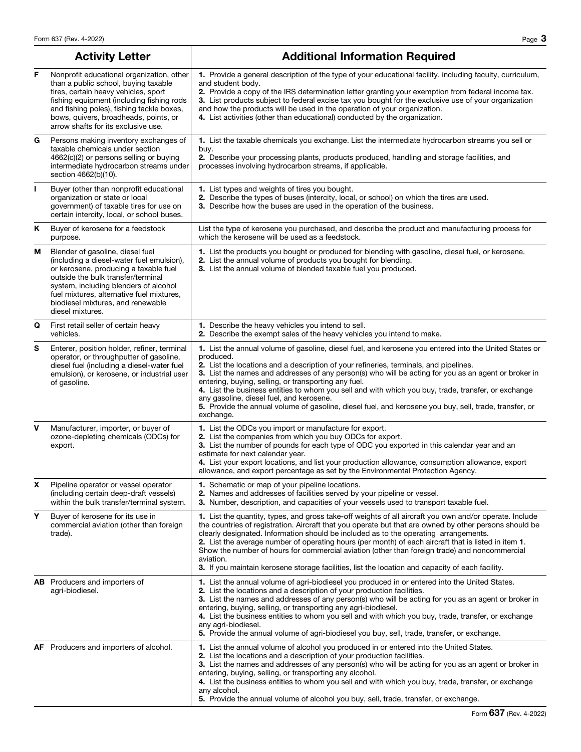| Activity Letter | | Additional Information Required |
|---|---|---|
| **F** | Nonprofit educational organization, other than a public school, buying taxable tires, certain heavy vehicles, sport fishing equipment (including fishing rods and fishing poles), fishing tackle boxes, bows, quivers, broadheads, points, or arrow shafts for its exclusive use. | **1.** Provide a general description of the type of your educational facility, including faculty, curriculum, and student body.<br>**2.** Provide a copy of the IRS determination letter granting your exemption from federal income tax.<br>**3.** List products subject to federal excise tax you bought for the exclusive use of your organization and how the products will be used in the operation of your organization.<br>**4.** List activities (other than educational) conducted by the organization. |
| **G** | Persons making inventory exchanges of taxable chemicals under section 4662(c)(2) or persons selling or buying intermediate hydrocarbon streams under section 4662(b)(10). | **1.** List the taxable chemicals you exchange. List the intermediate hydrocarbon streams you sell or buy.<br>**2.** Describe your processing plants, products produced, handling and storage facilities, and processes involving hydrocarbon streams, if applicable. |
| **I** | Buyer (other than nonprofit educational organization or state or local government) of taxable tires for use on certain intercity, local, or school buses. | **1.** List types and weights of tires you bought.<br>**2.** Describe the types of buses (intercity, local, or school) on which the tires are used.<br>**3.** Describe how the buses are used in the operation of the business. |
| **K** | Buyer of kerosene for a feedstock purpose. | List the type of kerosene you purchased, and describe the product and manufacturing process for which the kerosene will be used as a feedstock. |
| **M** | Blender of gasoline, diesel fuel (including a diesel-water fuel emulsion), or kerosene, producing a taxable fuel outside the bulk transfer/terminal system, including blenders of alcohol fuel mixtures, alternative fuel mixtures, biodiesel mixtures, and renewable diesel mixtures. | **1.** List the products you bought or produced for blending with gasoline, diesel fuel, or kerosene.<br>**2.** List the annual volume of products you bought for blending.<br>**3.** List the annual volume of blended taxable fuel you produced. |
| **Q** | First retail seller of certain heavy vehicles. | **1.** Describe the heavy vehicles you intend to sell.<br>**2.** Describe the exempt sales of the heavy vehicles you intend to make. |
| **S** | Enterer, position holder, refiner, terminal operator, or throughputter of gasoline, diesel fuel (including a diesel-water fuel emulsion), or kerosene, or industrial user of gasoline. | **1.** List the annual volume of gasoline, diesel fuel, and kerosene you entered into the United States or produced.<br>**2.** List the locations and a description of your refineries, terminals, and pipelines.<br>**3.** List the names and addresses of any person(s) who will be acting for you as an agent or broker in entering, buying, selling, or transporting any fuel.<br>**4.** List the business entities to whom you sell and with which you buy, trade, transfer, or exchange any gasoline, diesel fuel, and kerosene.<br>**5.** Provide the annual volume of gasoline, diesel fuel, and kerosene you buy, sell, trade, transfer, or exchange. |
| **V** | Manufacturer, importer, or buyer of ozone-depleting chemicals (ODCs) for export. | **1.** List the ODCs you import or manufacture for export.<br>**2.** List the companies from which you buy ODCs for export.<br>**3.** List the number of pounds for each type of ODC you exported in this calendar year and an estimate for next calendar year.<br>**4.** List your export locations, and list your production allowance, consumption allowance, export allowance, and export percentage as set by the Environmental Protection Agency. |
| **X** | Pipeline operator or vessel operator (including certain deep-draft vessels) within the bulk transfer/terminal system. | **1.** Schematic or map of your pipeline locations.<br>**2.** Names and addresses of facilities served by your pipeline or vessel.<br>**3.** Number, description, and capacities of your vessels used to transport taxable fuel. |
| **Y** | Buyer of kerosene for its use in commercial aviation (other than foreign trade). | **1.** List the quantity, types, and gross take-off weights of all aircraft you own and/or operate. Include the countries of registration. Aircraft that you operate but that are owned by other persons should be clearly designated. Information should be included as to the operating arrangements.<br>**2.** List the average number of operating hours (per month) of each aircraft that is listed in item **1**. Show the number of hours for commercial aviation (other than foreign trade) and noncommercial aviation.<br>**3.** If you maintain kerosene storage facilities, list the location and capacity of each facility. |
| **AB** | Producers and importers of agri-biodiesel. | **1.** List the annual volume of agri-biodiesel you produced in or entered into the United States.<br>**2.** List the locations and a description of your production facilities.<br>**3.** List the names and addresses of any person(s) who will be acting for you as an agent or broker in entering, buying, selling, or transporting any agri-biodiesel.<br>**4.** List the business entities to whom you sell and with which you buy, trade, transfer, or exchange any agri-biodiesel.<br>**5.** Provide the annual volume of agri-biodiesel you buy, sell, trade, transfer, or exchange. |
| **AF** | Producers and importers of alcohol. | **1.** List the annual volume of alcohol you produced in or entered into the United States.<br>**2.** List the locations and a description of your production facilities.<br>**3.** List the names and addresses of any person(s) who will be acting for you as an agent or broker in entering, buying, selling, or transporting any alcohol.<br>**4.** List the business entities to whom you sell and with which you buy, trade, transfer, or exchange any alcohol.<br>**5.** Provide the annual volume of alcohol you buy, sell, trade, transfer, or exchange. |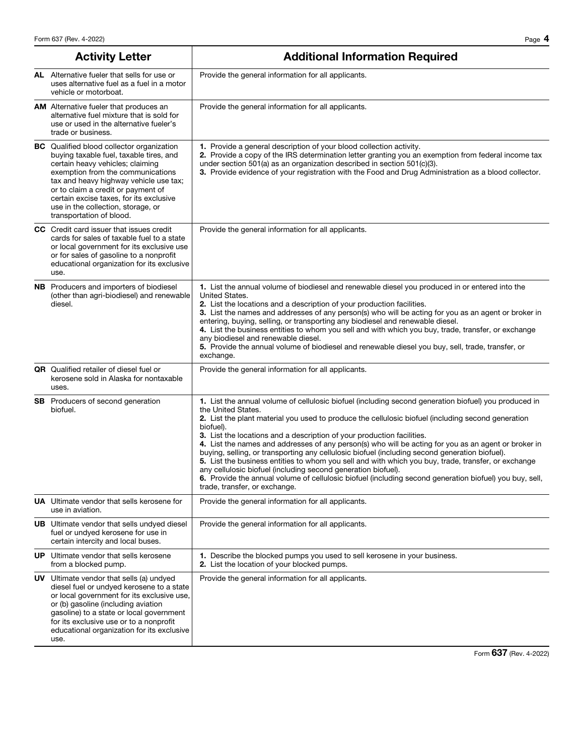| Activity Letter | Additional Information Required |
|---|---|
| **AL** Alternative fueler that sells for use or uses alternative fuel as a fuel in a motor vehicle or motorboat. | Provide the general information for all applicants. |
| **AM** Alternative fueler that produces an alternative fuel mixture that is sold for use or used in the alternative fueler's trade or business. | Provide the general information for all applicants. |
| **BC** Qualified blood collector organization buying taxable fuel, taxable tires, and certain heavy vehicles; claiming exemption from the communications tax and heavy highway vehicle use tax; or to claim a credit or payment of certain excise taxes, for its exclusive use in the collection, storage, or transportation of blood. | **1.** Provide a general description of your blood collection activity.<br>**2.** Provide a copy of the IRS determination letter granting you an exemption from federal income tax under section 501(a) as an organization described in section 501(c)(3).<br>**3.** Provide evidence of your registration with the Food and Drug Administration as a blood collector. |
| **CC** Credit card issuer that issues credit cards for sales of taxable fuel to a state or local government for its exclusive use or for sales of gasoline to a nonprofit educational organization for its exclusive use. | Provide the general information for all applicants. |
| **NB** Producers and importers of biodiesel (other than agri-biodiesel) and renewable diesel. | **1.** List the annual volume of biodiesel and renewable diesel you produced in or entered into the United States.<br>**2.** List the locations and a description of your production facilities.<br>**3.** List the names and addresses of any person(s) who will be acting for you as an agent or broker in entering, buying, selling, or transporting any biodiesel and renewable diesel.<br>**4.** List the business entities to whom you sell and with which you buy, trade, transfer, or exchange any biodiesel and renewable diesel.<br>**5.** Provide the annual volume of biodiesel and renewable diesel you buy, sell, trade, transfer, or exchange. |
| **QR** Qualified retailer of diesel fuel or kerosene sold in Alaska for nontaxable uses. | Provide the general information for all applicants. |
| **SB** Producers of second generation biofuel. | **1.** List the annual volume of cellulosic biofuel (including second generation biofuel) you produced in the United States.<br>**2.** List the plant material you used to produce the cellulosic biofuel (including second generation biofuel).<br>**3.** List the locations and a description of your production facilities.<br>**4.** List the names and addresses of any person(s) who will be acting for you as an agent or broker in buying, selling, or transporting any cellulosic biofuel (including second generation biofuel).<br>**5.** List the business entities to whom you sell and with which you buy, trade, transfer, or exchange any cellulosic biofuel (including second generation biofuel).<br>**6.** Provide the annual volume of cellulosic biofuel (including second generation biofuel) you buy, sell, trade, transfer, or exchange. |
| **UA** Ultimate vendor that sells kerosene for use in aviation. | Provide the general information for all applicants. |
| **UB** Ultimate vendor that sells undyed diesel fuel or undyed kerosene for use in certain intercity and local buses. | Provide the general information for all applicants. |
| **UP** Ultimate vendor that sells kerosene from a blocked pump. | **1.** Describe the blocked pumps you used to sell kerosene in your business.<br>**2.** List the location of your blocked pumps. |
| **UV** Ultimate vendor that sells (a) undyed diesel fuel or undyed kerosene to a state or local government for its exclusive use, or (b) gasoline (including aviation gasoline) to a state or local government for its exclusive use or to a nonprofit educational organization for its exclusive use. | Provide the general information for all applicants. |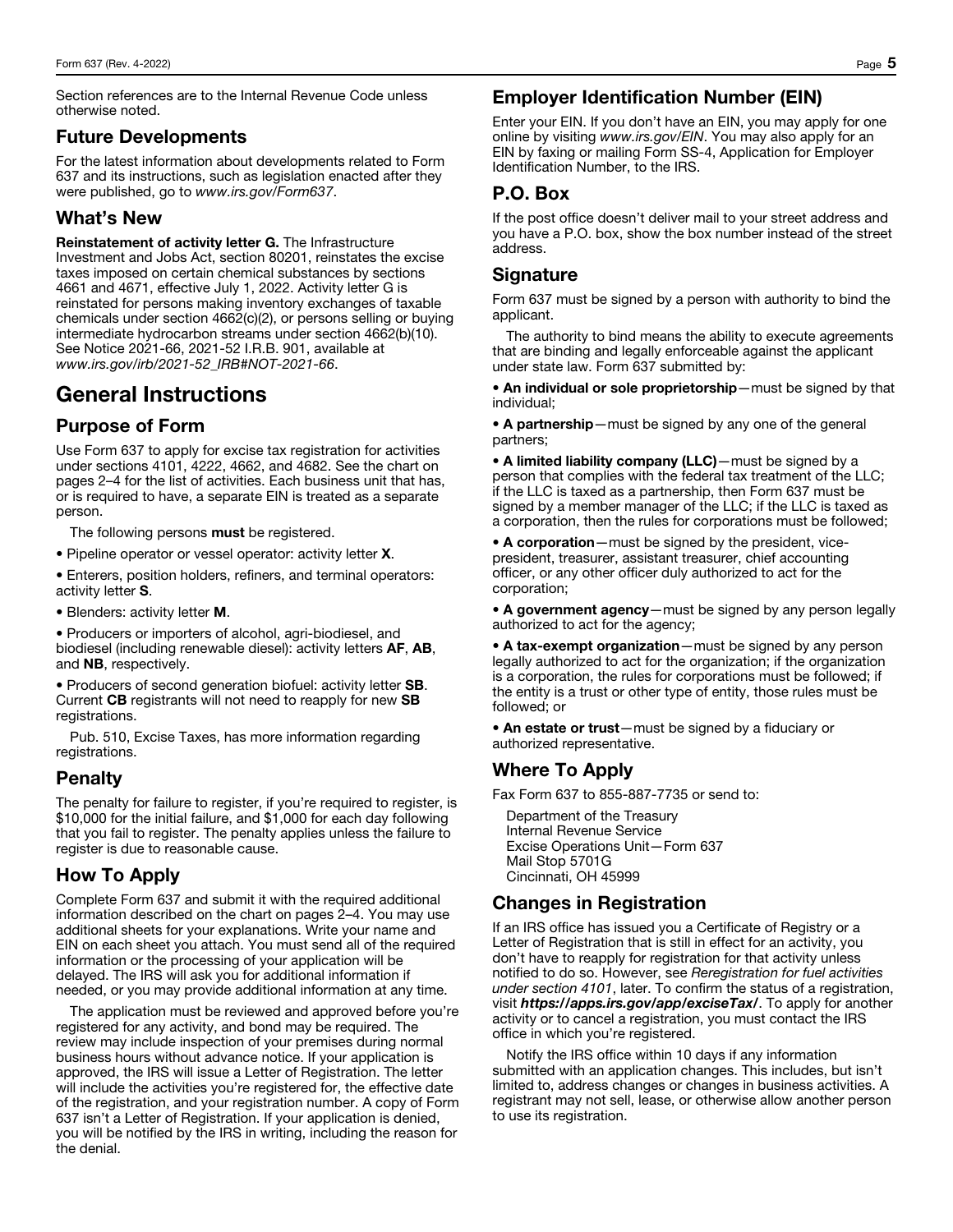Section references are to the Internal Revenue Code unless otherwise noted.

## Future Developments

For the latest information about developments related to Form 637 and its instructions, such as legislation enacted after they were published, go to *www.irs.gov/Form637*.

## What's New

**Reinstatement of activity letter G.** The Infrastructure Investment and Jobs Act, section 80201, reinstates the excise taxes imposed on certain chemical substances by sections 4661 and 4671, effective July 1, 2022. Activity letter G is reinstated for persons making inventory exchanges of taxable chemicals under section 4662(c)(2), or persons selling or buying intermediate hydrocarbon streams under section 4662(b)(10). See Notice 2021-66, 2021-52 I.R.B. 901, available at *www.irs.gov/irb/2021-52_IRB#NOT-2021-66*.

# General Instructions

## Purpose of Form

Use Form 637 to apply for excise tax registration for activities under sections 4101, 4222, 4662, and 4682. See the chart on pages 2–4 for the list of activities. Each business unit that has, or is required to have, a separate EIN is treated as a separate person.

The following persons **must** be registered.

- Pipeline operator or vessel operator: activity letter **X**.
- Enterers, position holders, refiners, and terminal operators: activity letter **S**.
- Blenders: activity letter **M**.
- Producers or importers of alcohol, agri-biodiesel, and biodiesel (including renewable diesel): activity letters **AF**, **AB**, and **NB**, respectively.
- Producers of second generation biofuel: activity letter **SB**. Current **CB** registrants will not need to reapply for new **SB** registrations.

Pub. 510, Excise Taxes, has more information regarding registrations.

## Penalty

The penalty for failure to register, if you're required to register, is $10,000 for the initial failure, and $1,000 for each day following that you fail to register. The penalty applies unless the failure to register is due to reasonable cause.

## How To Apply

Complete Form 637 and submit it with the required additional information described on the chart on pages 2–4. You may use additional sheets for your explanations. Write your name and EIN on each sheet you attach. You must send all of the required information or the processing of your application will be delayed. The IRS will ask you for additional information if needed, or you may provide additional information at any time.

The application must be reviewed and approved before you're registered for any activity, and bond may be required. The review may include inspection of your premises during normal business hours without advance notice. If your application is approved, the IRS will issue a Letter of Registration. The letter will include the activities you're registered for, the effective date of the registration, and your registration number. A copy of Form 637 isn't a Letter of Registration. If your application is denied, you will be notified by the IRS in writing, including the reason for the denial.

## Employer Identification Number (EIN)

Enter your EIN. If you don't have an EIN, you may apply for one online by visiting *www.irs.gov/EIN*. You may also apply for an EIN by faxing or mailing Form SS-4, Application for Employer Identification Number, to the IRS.

## P.O. Box

If the post office doesn't deliver mail to your street address and you have a P.O. box, show the box number instead of the street address.

## Signature

Form 637 must be signed by a person with authority to bind the applicant.

The authority to bind means the ability to execute agreements that are binding and legally enforceable against the applicant under state law. Form 637 submitted by:

- **An individual or sole proprietorship**—must be signed by that individual;
- **A partnership**—must be signed by any one of the general partners;
- **A limited liability company (LLC)**—must be signed by a person that complies with the federal tax treatment of the LLC; if the LLC is taxed as a partnership, then Form 637 must be signed by a member manager of the LLC; if the LLC is taxed as a corporation, then the rules for corporations must be followed;
- **A corporation**—must be signed by the president, vice-president, treasurer, assistant treasurer, chief accounting officer, or any other officer duly authorized to act for the corporation;
- **A government agency**—must be signed by any person legally authorized to act for the agency;
- **A tax-exempt organization**—must be signed by any person legally authorized to act for the organization; if the organization is a corporation, the rules for corporations must be followed; if the entity is a trust or other type of entity, those rules must be followed; or
- **An estate or trust**—must be signed by a fiduciary or authorized representative.

## Where To Apply

Fax Form 637 to 855-887-7735 or send to:

Department of the Treasury
Internal Revenue Service
Excise Operations Unit—Form 637
Mail Stop 5701G
Cincinnati, OH 45999

## Changes in Registration

If an IRS office has issued you a Certificate of Registry or a Letter of Registration that is still in effect for an activity, you don't have to reapply for registration for that activity unless notified to do so. However, see *Reregistration for fuel activities under section 4101*, later. To confirm the status of a registration, visit ***https://apps.irs.gov/app/exciseTax/***. To apply for another activity or to cancel a registration, you must contact the IRS office in which you're registered.

Notify the IRS office within 10 days if any information submitted with an application changes. This includes, but isn't limited to, address changes or changes in business activities. A registrant may not sell, lease, or otherwise allow another person to use its registration.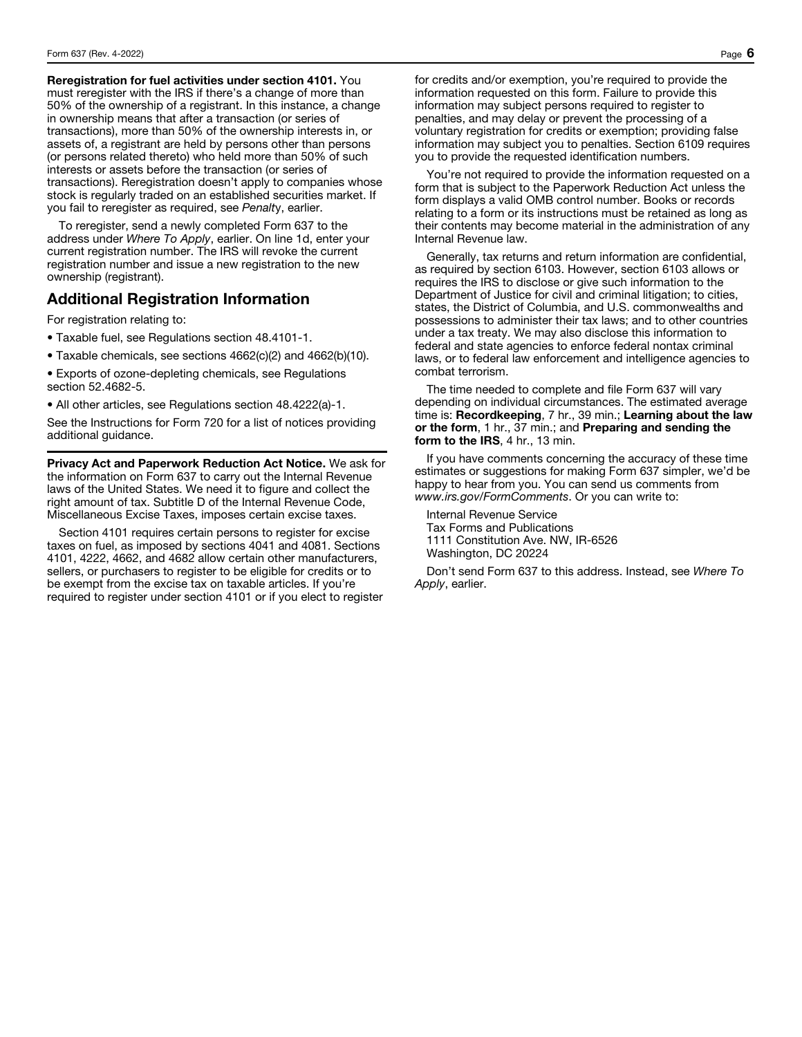**Reregistration for fuel activities under section 4101.** You must reregister with the IRS if there's a change of more than 50% of the ownership of a registrant. In this instance, a change in ownership means that after a transaction (or series of transactions), more than 50% of the ownership interests in, or assets of, a registrant are held by persons other than persons (or persons related thereto) who held more than 50% of such interests or assets before the transaction (or series of transactions). Reregistration doesn't apply to companies whose stock is regularly traded on an established securities market. If you fail to reregister as required, see *Penalty*, earlier.

To reregister, send a newly completed Form 637 to the address under *Where To Apply*, earlier. On line 1d, enter your current registration number. The IRS will revoke the current registration number and issue a new registration to the new ownership (registrant).

## Additional Registration Information

For registration relating to:

- Taxable fuel, see Regulations section 48.4101-1.
- Taxable chemicals, see sections 4662(c)(2) and 4662(b)(10).
- Exports of ozone-depleting chemicals, see Regulations section 52.4682-5.
- All other articles, see Regulations section 48.4222(a)-1.

See the Instructions for Form 720 for a list of notices providing additional guidance.

**Privacy Act and Paperwork Reduction Act Notice.** We ask for the information on Form 637 to carry out the Internal Revenue laws of the United States. We need it to figure and collect the right amount of tax. Subtitle D of the Internal Revenue Code, Miscellaneous Excise Taxes, imposes certain excise taxes.

Section 4101 requires certain persons to register for excise taxes on fuel, as imposed by sections 4041 and 4081. Sections 4101, 4222, 4662, and 4682 allow certain other manufacturers, sellers, or purchasers to register to be eligible for credits or to be exempt from the excise tax on taxable articles. If you're required to register under section 4101 or if you elect to register for credits and/or exemption, you're required to provide the information requested on this form. Failure to provide this information may subject persons required to register to penalties, and may delay or prevent the processing of a voluntary registration for credits or exemption; providing false information may subject you to penalties. Section 6109 requires you to provide the requested identification numbers.

You're not required to provide the information requested on a form that is subject to the Paperwork Reduction Act unless the form displays a valid OMB control number. Books or records relating to a form or its instructions must be retained as long as their contents may become material in the administration of any Internal Revenue law.

Generally, tax returns and return information are confidential, as required by section 6103. However, section 6103 allows or requires the IRS to disclose or give such information to the Department of Justice for civil and criminal litigation; to cities, states, the District of Columbia, and U.S. commonwealths and possessions to administer their tax laws; and to other countries under a tax treaty. We may also disclose this information to federal and state agencies to enforce federal nontax criminal laws, or to federal law enforcement and intelligence agencies to combat terrorism.

The time needed to complete and file Form 637 will vary depending on individual circumstances. The estimated average time is: **Recordkeeping**, 7 hr., 39 min.; **Learning about the law or the form**, 1 hr., 37 min.; and **Preparing and sending the form to the IRS**, 4 hr., 13 min.

If you have comments concerning the accuracy of these time estimates or suggestions for making Form 637 simpler, we'd be happy to hear from you. You can send us comments from *www.irs.gov/FormComments*. Or you can write to:

Internal Revenue Service
Tax Forms and Publications
1111 Constitution Ave. NW, IR-6526
Washington, DC 20224

Don't send Form 637 to this address. Instead, see *Where To Apply*, earlier.